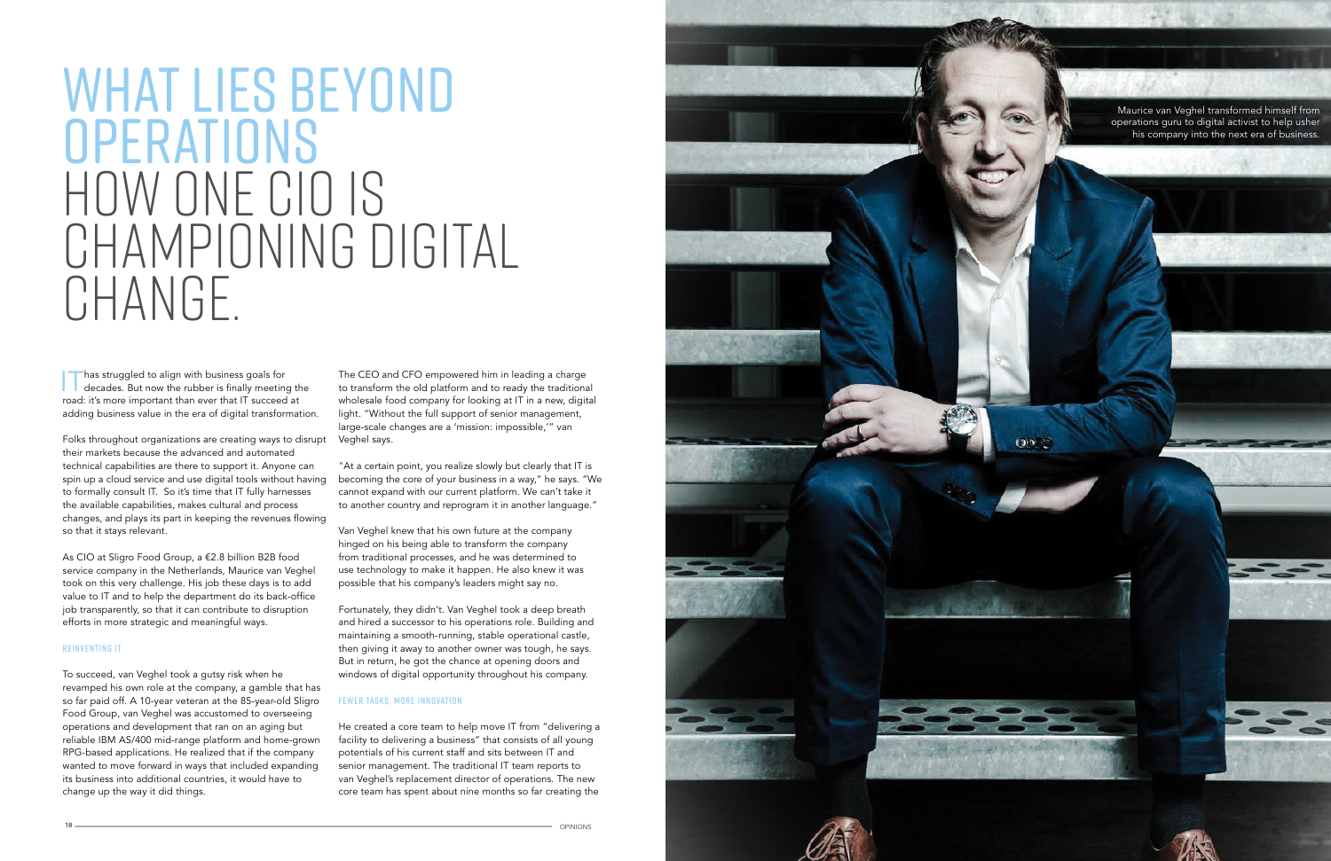# WHAT LIES BEYOND OPERATIONS

# HOW ONE CIO IS CHAMPIONING DIGITAL CHANGE.

IT has struggled to align with business goals for decades. But now the rubber is finally meeting the road: it's more important than ever that IT succeed at adding business value in the era of digital transformation.

Folks throughout organizations are creating ways to disrupt their markets because the advanced and automated technical capabilities are there to support it. Anyone can spin up a cloud service and use digital tools without having to formally consult IT. So it's time that IT fully harnesses the available capabilities, makes cultural and process changes, and plays its part in keeping the revenues flowing so that it stays relevant.

As CIO at Sligro Food Group, a €2.8 billion B2B food service company in the Netherlands, Maurice van Veghel took on this very challenge. His job these days is to add value to IT and to help the department do its back-office job transparently, so that it can contribute to disruption efforts in more strategic and meaningful ways.

## REINVENTING IT

To succeed, van Veghel took a gutsy risk when he revamped his own role at the company, a gamble that has so far paid off. A 10-year veteran at the 85-year-old Sligro Food Group, van Veghel was accustomed to overseeing operations and development that ran on an aging but reliable IBM AS/400 mid-range platform and home-grown RPG-based applications. He realized that if the company wanted to move forward in ways that included expanding its business into additional countries, it would have to change up the way it did things.

The CEO and CFO empowered him in leading a charge to transform the old platform and to ready the traditional wholesale food company for looking at IT in a new, digital light. "Without the full support of senior management, large-scale changes are a 'mission: impossible,'" van Veghel says.

"At a certain point, you realize slowly but clearly that IT is becoming the core of your business in a way," he says. "We cannot expand with our current platform. We can't take it to another country and reprogram it in another language."

Van Veghel knew that his own future at the company hinged on his being able to transform the company from traditional processes, and he was determined to use technology to make it happen. He also knew it was possible that his company's leaders might say no.

Fortunately, they didn't. Van Veghel took a deep breath and hired a successor to his operations role. Building and maintaining a smooth-running, stable operational castle, then giving it away to another owner was tough, he says. But in return, he got the chance at opening doors and windows of digital opportunity throughout his company.

## FEWER TASKS, MORE INNOVATION

He created a core team to help move IT from "delivering a facility to delivering a business" that consists of all young potentials of his current staff and sits between IT and senior management. The traditional IT team reports to van Veghel's replacement director of operations. The new core team has spent about nine months so far creating the

Maurice van Veghel transformed himself from operations guru to digital activist to help usher his company into the next era of business.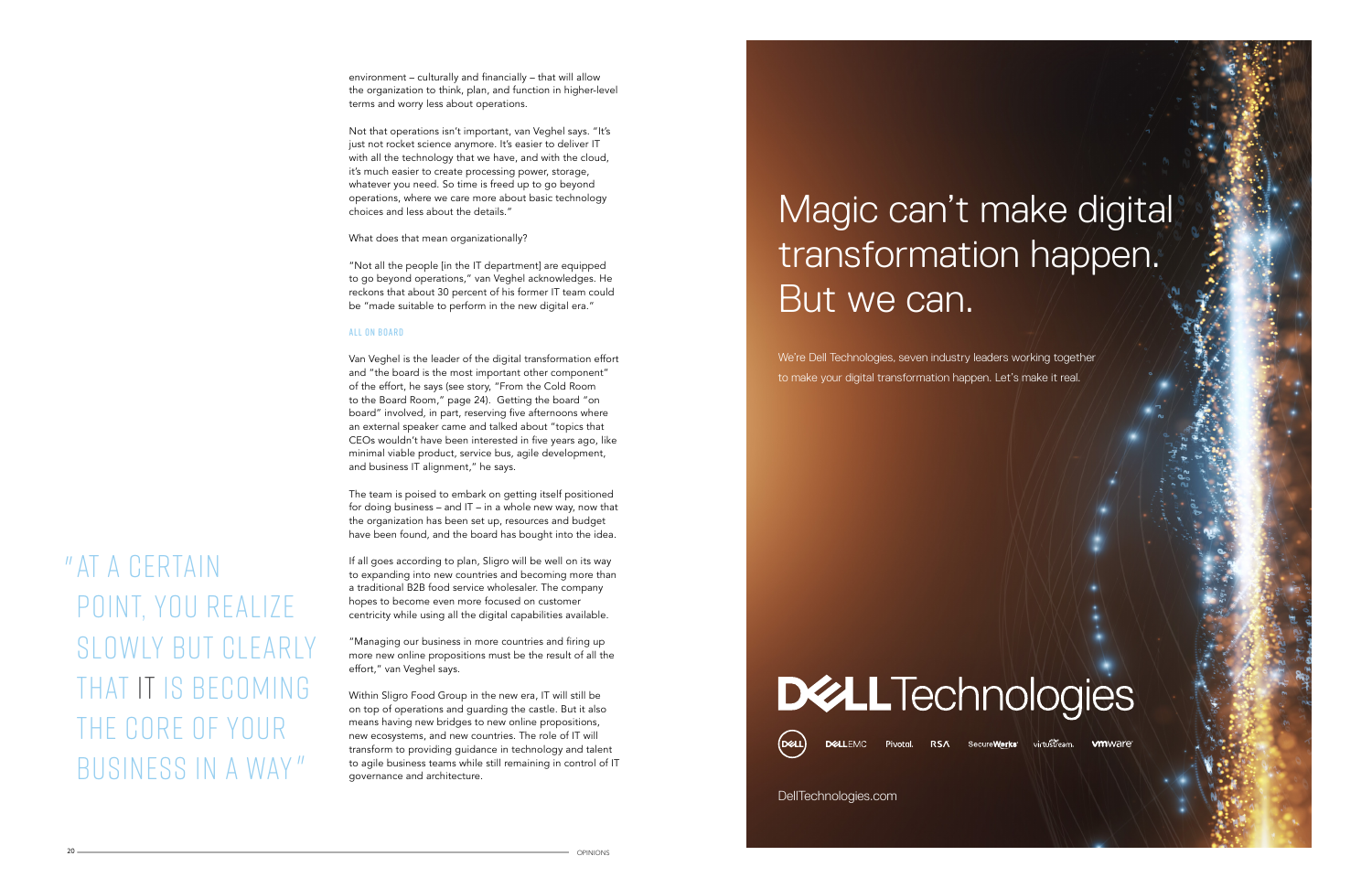environment – culturally and financially – that will allow the organization to think, plan, and function in higher-level terms and worry less about operations.

Not that operations isn't important, van Veghel says. "It's just not rocket science anymore. It's easier to deliver IT with all the technology that we have, and with the cloud, it's much easier to create processing power, storage, whatever you need. So time is freed up to go beyond operations, where we care more about basic technology choices and less about the details."

What does that mean organizationally?

"Not all the people [in the IT department] are equipped to go beyond operations," van Veghel acknowledges. He reckons that about 30 percent of his former IT team could be "made suitable to perform in the new digital era."

### ALL ON BOARD

Van Veghel is the leader of the digital transformation effort and "the board is the most important other component" of the effort, he says (see story, "From the Cold Room to the Board Room," page 24). Getting the board "on board" involved, in part, reserving five afternoons where an external speaker came and talked about "topics that CEOs wouldn't have been interested in five years ago, like minimal viable product, service bus, agile development, and business IT alignment," he says.

The team is poised to embark on getting itself positioned for doing business – and IT – in a whole new way, now that the organization has been set up, resources and budget have been found, and the board has bought into the idea.

If all goes according to plan, Sligro will be well on its way to expanding into new countries and becoming more than a traditional B2B food service wholesaler. The company hopes to become even more focused on customer centricity while using all the digital capabilities available.

"Managing our business in more countries and firing up more new online propositions must be the result of all the effort," van Veghel says.

Within Sligro Food Group in the new era, IT will still be on top of operations and guarding the castle. But it also means having new bridges to new online propositions, new ecosystems, and new countries. The role of IT will transform to providing guidance in technology and talent to agile business teams while still remaining in control of IT governance and architecture.

> "AT A CERTAIN POINT, YOU REALIZE SLOWLY BUT CLEARLY THAT IT IS BECOMING THE CORE OF YOUR BUSINESS IN A WAY"

# Magic can't make digital transformation happen. But we can.

We're Dell Technologies, seven industry leaders working together to make your digital transformation happen. Let's make it real.

DELL Technologies

DELL · DELL EMC · Pivotal · RSA · SecureWorks · virtustream · vmware

DellTechnologies.com